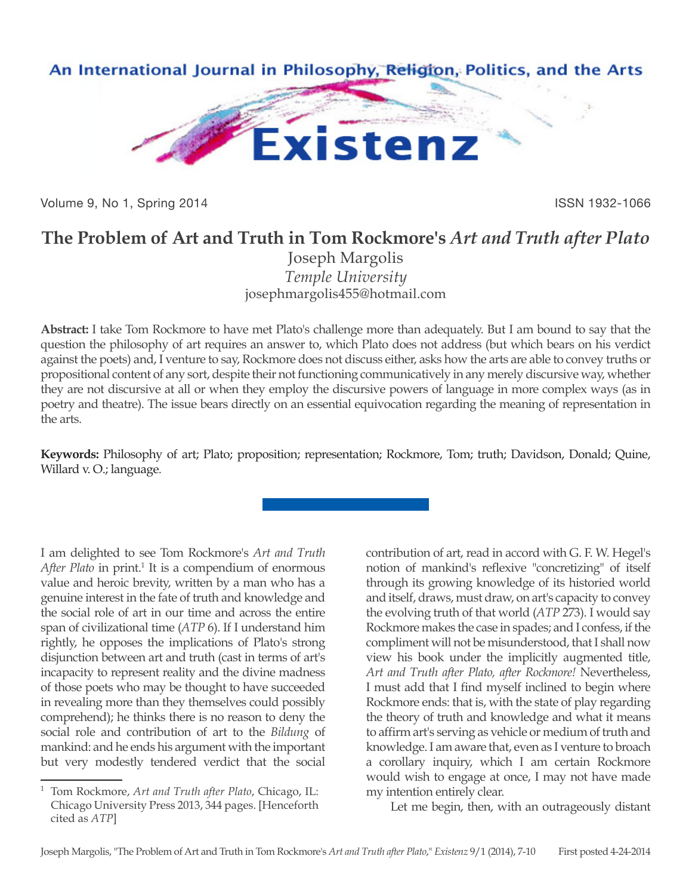# The Problem of Art and Truth in Tom Rockmore's *Art and Truth after Plato*

Joseph Margolis
*Temple University*
josephmargolis455@hotmail.com

**Abstract:** I take Tom Rockmore to have met Plato's challenge more than adequately. But I am bound to say that the question the philosophy of art requires an answer to, which Plato does not address (but which bears on his verdict against the poets) and, I venture to say, Rockmore does not discuss either, asks how the arts are able to convey truths or propositional content of any sort, despite their not functioning communicatively in any merely discursive way, whether they are not discursive at all or when they employ the discursive powers of language in more complex ways (as in poetry and theatre). The issue bears directly on an essential equivocation regarding the meaning of representation in the arts.

**Keywords:** Philosophy of art; Plato; proposition; representation; Rockmore, Tom; truth; Davidson, Donald; Quine, Willard v. O.; language.

---

I am delighted to see Tom Rockmore's *Art and Truth After Plato* in print.[1] It is a compendium of enormous value and heroic brevity, written by a man who has a genuine interest in the fate of truth and knowledge and the social role of art in our time and across the entire span of civilizational time (*ATP* 6). If I understand him rightly, he opposes the implications of Plato's strong disjunction between art and truth (cast in terms of art's incapacity to represent reality and the divine madness of those poets who may be thought to have succeeded in revealing more than they themselves could possibly comprehend); he thinks there is no reason to deny the social role and contribution of art to the *Bildung* of mankind: and he ends his argument with the important but very modestly tendered verdict that the social contribution of art, read in accord with G. F. W. Hegel's notion of mankind's reflexive "concretizing" of itself through its growing knowledge of its historied world and itself, draws, must draw, on art's capacity to convey the evolving truth of that world (*ATP* 273). I would say Rockmore makes the case in spades; and I confess, if the compliment will not be misunderstood, that I shall now view his book under the implicitly augmented title, *Art and Truth after Plato, after Rockmore!* Nevertheless, I must add that I find myself inclined to begin where Rockmore ends: that is, with the state of play regarding the theory of truth and knowledge and what it means to affirm art's serving as vehicle or medium of truth and knowledge. I am aware that, even as I venture to broach a corollary inquiry, which I am certain Rockmore would wish to engage at once, I may not have made my intention entirely clear.

Let me begin, then, with an outrageously distant

---

[1] Tom Rockmore, *Art and Truth after Plato*, Chicago, IL: Chicago University Press 2013, 344 pages. [Henceforth cited as *ATP*]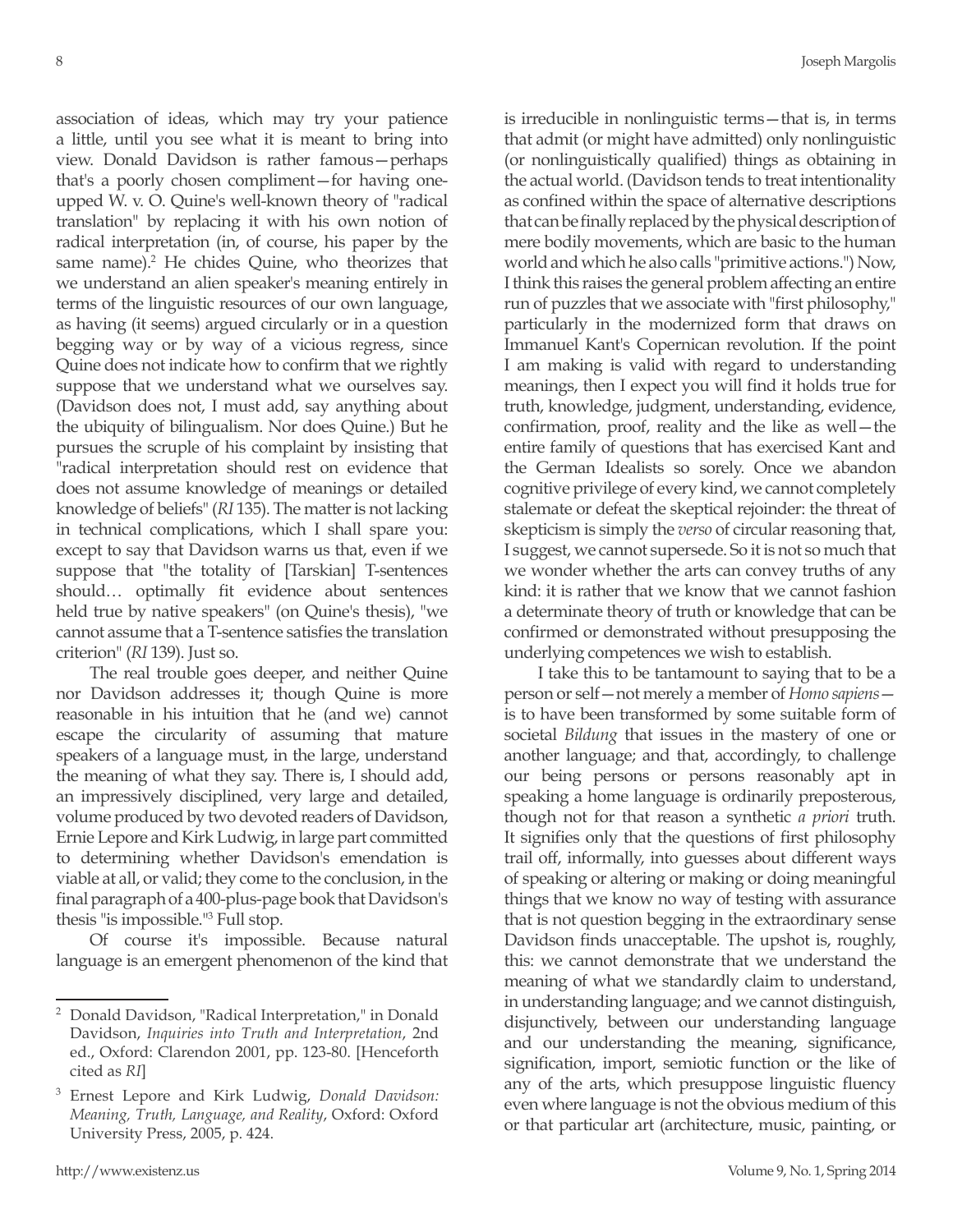association of ideas, which may try your patience a little, until you see what it is meant to bring into view. Donald Davidson is rather famous—perhaps that's a poorly chosen compliment—for having one-upped W. v. O. Quine's well-known theory of "radical translation" by replacing it with his own notion of radical interpretation (in, of course, his paper by the same name).[2] He chides Quine, who theorizes that we understand an alien speaker's meaning entirely in terms of the linguistic resources of our own language, as having (it seems) argued circularly or in a question begging way or by way of a vicious regress, since Quine does not indicate how to confirm that we rightly suppose that we understand what we ourselves say. (Davidson does not, I must add, say anything about the ubiquity of bilingualism. Nor does Quine.) But he pursues the scruple of his complaint by insisting that "radical interpretation should rest on evidence that does not assume knowledge of meanings or detailed knowledge of beliefs" (*RI* 135). The matter is not lacking in technical complications, which I shall spare you: except to say that Davidson warns us that, even if we suppose that "the totality of [Tarskian] T-sentences should… optimally fit evidence about sentences held true by native speakers" (on Quine's thesis), "we cannot assume that a T-sentence satisfies the translation criterion" (*RI* 139). Just so.

The real trouble goes deeper, and neither Quine nor Davidson addresses it; though Quine is more reasonable in his intuition that he (and we) cannot escape the circularity of assuming that mature speakers of a language must, in the large, understand the meaning of what they say. There is, I should add, an impressively disciplined, very large and detailed, volume produced by two devoted readers of Davidson, Ernie Lepore and Kirk Ludwig, in large part committed to determining whether Davidson's emendation is viable at all, or valid; they come to the conclusion, in the final paragraph of a 400-plus-page book that Davidson's thesis "is impossible."[3] Full stop.

Of course it's impossible. Because natural language is an emergent phenomenon of the kind that is irreducible in nonlinguistic terms—that is, in terms that admit (or might have admitted) only nonlinguistic (or nonlinguistically qualified) things as obtaining in the actual world. (Davidson tends to treat intentionality as confined within the space of alternative descriptions that can be finally replaced by the physical description of mere bodily movements, which are basic to the human world and which he also calls "primitive actions.") Now, I think this raises the general problem affecting an entire run of puzzles that we associate with "first philosophy," particularly in the modernized form that draws on Immanuel Kant's Copernican revolution. If the point I am making is valid with regard to understanding meanings, then I expect you will find it holds true for truth, knowledge, judgment, understanding, evidence, confirmation, proof, reality and the like as well—the entire family of questions that has exercised Kant and the German Idealists so sorely. Once we abandon cognitive privilege of every kind, we cannot completely stalemate or defeat the skeptical rejoinder: the threat of skepticism is simply the *verso* of circular reasoning that, I suggest, we cannot supersede. So it is not so much that we wonder whether the arts can convey truths of any kind: it is rather that we know that we cannot fashion a determinate theory of truth or knowledge that can be confirmed or demonstrated without presupposing the underlying competences we wish to establish.

I take this to be tantamount to saying that to be a person or self—not merely a member of *Homo sapiens*—is to have been transformed by some suitable form of societal *Bildung* that issues in the mastery of one or another language; and that, accordingly, to challenge our being persons or persons reasonably apt in speaking a home language is ordinarily preposterous, though not for that reason a synthetic *a priori* truth. It signifies only that the questions of first philosophy trail off, informally, into guesses about different ways of speaking or altering or making or doing meaningful things that we know no way of testing with assurance that is not question begging in the extraordinary sense Davidson finds unacceptable. The upshot is, roughly, this: we cannot demonstrate that we understand the meaning of what we standardly claim to understand, in understanding language; and we cannot distinguish, disjunctively, between our understanding language and our understanding the meaning, significance, signification, import, semiotic function or the like of any of the arts, which presuppose linguistic fluency even where language is not the obvious medium of this or that particular art (architecture, music, painting, or

---

[2] Donald Davidson, "Radical Interpretation," in Donald Davidson, *Inquiries into Truth and Interpretation*, 2nd ed., Oxford: Clarendon 2001, pp. 123-80. [Henceforth cited as *RI*]

[3] Ernest Lepore and Kirk Ludwig, *Donald Davidson: Meaning, Truth, Language, and Reality*, Oxford: Oxford University Press, 2005, p. 424.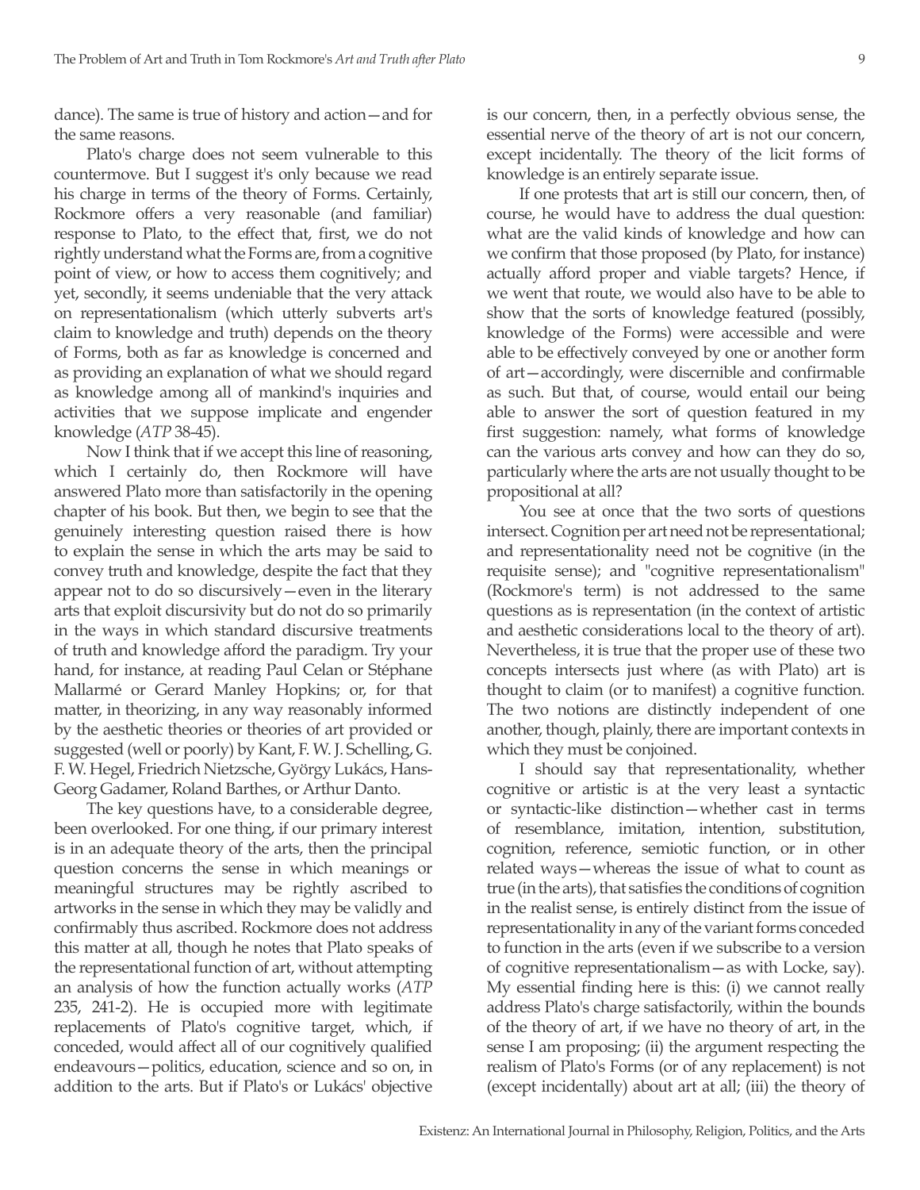dance). The same is true of history and action—and for the same reasons.

Plato's charge does not seem vulnerable to this countermove. But I suggest it's only because we read his charge in terms of the theory of Forms. Certainly, Rockmore offers a very reasonable (and familiar) response to Plato, to the effect that, first, we do not rightly understand what the Forms are, from a cognitive point of view, or how to access them cognitively; and yet, secondly, it seems undeniable that the very attack on representationalism (which utterly subverts art's claim to knowledge and truth) depends on the theory of Forms, both as far as knowledge is concerned and as providing an explanation of what we should regard as knowledge among all of mankind's inquiries and activities that we suppose implicate and engender knowledge (*ATP* 38-45).

Now I think that if we accept this line of reasoning, which I certainly do, then Rockmore will have answered Plato more than satisfactorily in the opening chapter of his book. But then, we begin to see that the genuinely interesting question raised there is how to explain the sense in which the arts may be said to convey truth and knowledge, despite the fact that they appear not to do so discursively—even in the literary arts that exploit discursivity but do not do so primarily in the ways in which standard discursive treatments of truth and knowledge afford the paradigm. Try your hand, for instance, at reading Paul Celan or Stéphane Mallarmé or Gerard Manley Hopkins; or, for that matter, in theorizing, in any way reasonably informed by the aesthetic theories or theories of art provided or suggested (well or poorly) by Kant, F. W. J. Schelling, G. F. W. Hegel, Friedrich Nietzsche, György Lukács, Hans-Georg Gadamer, Roland Barthes, or Arthur Danto.

The key questions have, to a considerable degree, been overlooked. For one thing, if our primary interest is in an adequate theory of the arts, then the principal question concerns the sense in which meanings or meaningful structures may be rightly ascribed to artworks in the sense in which they may be validly and confirmably thus ascribed. Rockmore does not address this matter at all, though he notes that Plato speaks of the representational function of art, without attempting an analysis of how the function actually works (*ATP* 235, 241-2). He is occupied more with legitimate replacements of Plato's cognitive target, which, if conceded, would affect all of our cognitively qualified endeavours—politics, education, science and so on, in addition to the arts. But if Plato's or Lukács' objective is our concern, then, in a perfectly obvious sense, the essential nerve of the theory of art is not our concern, except incidentally. The theory of the licit forms of knowledge is an entirely separate issue.

If one protests that art is still our concern, then, of course, he would have to address the dual question: what are the valid kinds of knowledge and how can we confirm that those proposed (by Plato, for instance) actually afford proper and viable targets? Hence, if we went that route, we would also have to be able to show that the sorts of knowledge featured (possibly, knowledge of the Forms) were accessible and were able to be effectively conveyed by one or another form of art—accordingly, were discernible and confirmable as such. But that, of course, would entail our being able to answer the sort of question featured in my first suggestion: namely, what forms of knowledge can the various arts convey and how can they do so, particularly where the arts are not usually thought to be propositional at all?

You see at once that the two sorts of questions intersect. Cognition per art need not be representational; and representationality need not be cognitive (in the requisite sense); and "cognitive representationalism" (Rockmore's term) is not addressed to the same questions as is representation (in the context of artistic and aesthetic considerations local to the theory of art). Nevertheless, it is true that the proper use of these two concepts intersects just where (as with Plato) art is thought to claim (or to manifest) a cognitive function. The two notions are distinctly independent of one another, though, plainly, there are important contexts in which they must be conjoined.

I should say that representationality, whether cognitive or artistic is at the very least a syntactic or syntactic-like distinction—whether cast in terms of resemblance, imitation, intention, substitution, cognition, reference, semiotic function, or in other related ways—whereas the issue of what to count as true (in the arts), that satisfies the conditions of cognition in the realist sense, is entirely distinct from the issue of representationality in any of the variant forms conceded to function in the arts (even if we subscribe to a version of cognitive representationalism—as with Locke, say). My essential finding here is this: (i) we cannot really address Plato's charge satisfactorily, within the bounds of the theory of art, if we have no theory of art, in the sense I am proposing; (ii) the argument respecting the realism of Plato's Forms (or of any replacement) is not (except incidentally) about art at all; (iii) the theory of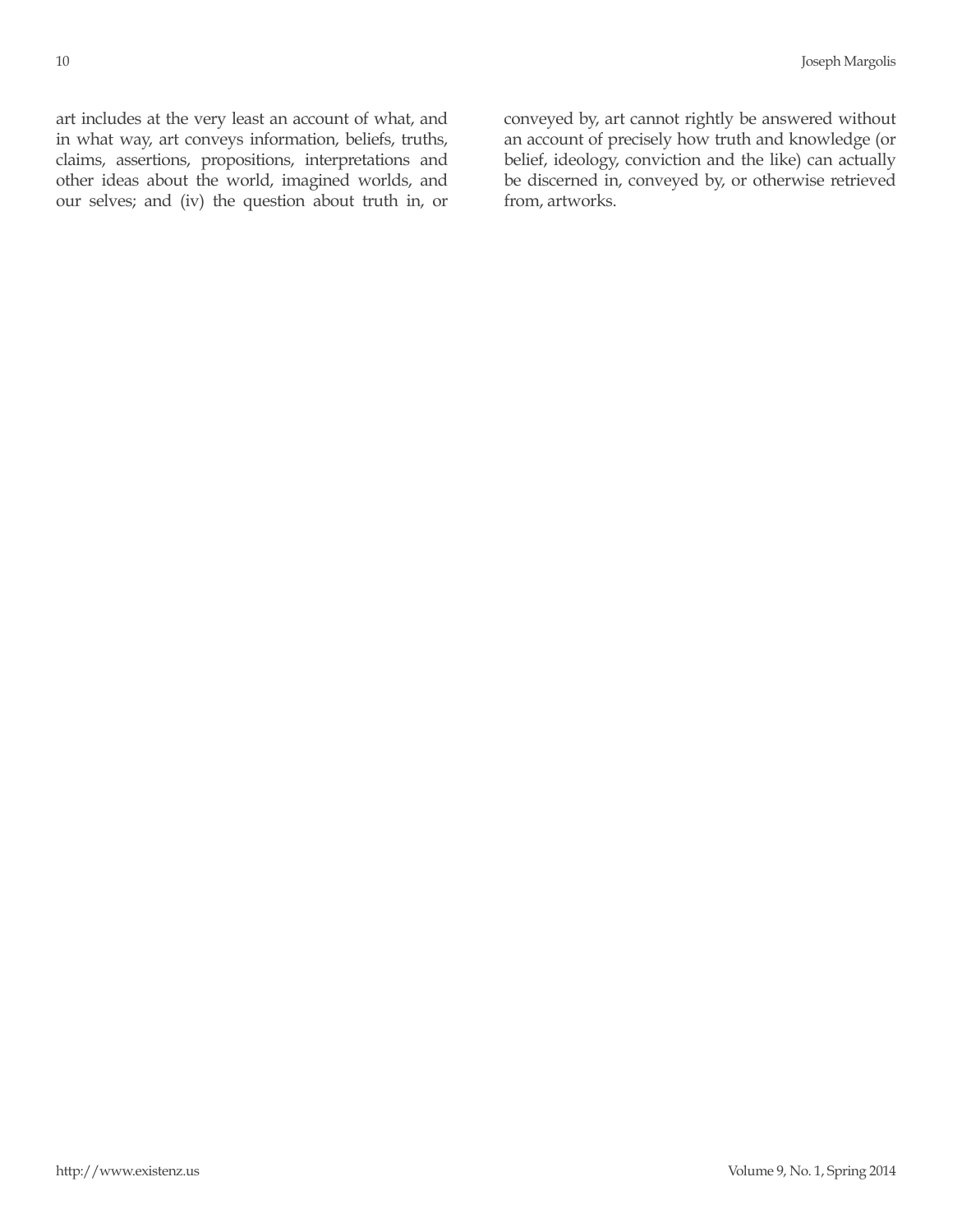art includes at the very least an account of what, and in what way, art conveys information, beliefs, truths, claims, assertions, propositions, interpretations and other ideas about the world, imagined worlds, and our selves; and (iv) the question about truth in, or conveyed by, art cannot rightly be answered without an account of precisely how truth and knowledge (or belief, ideology, conviction and the like) can actually be discerned in, conveyed by, or otherwise retrieved from, artworks.